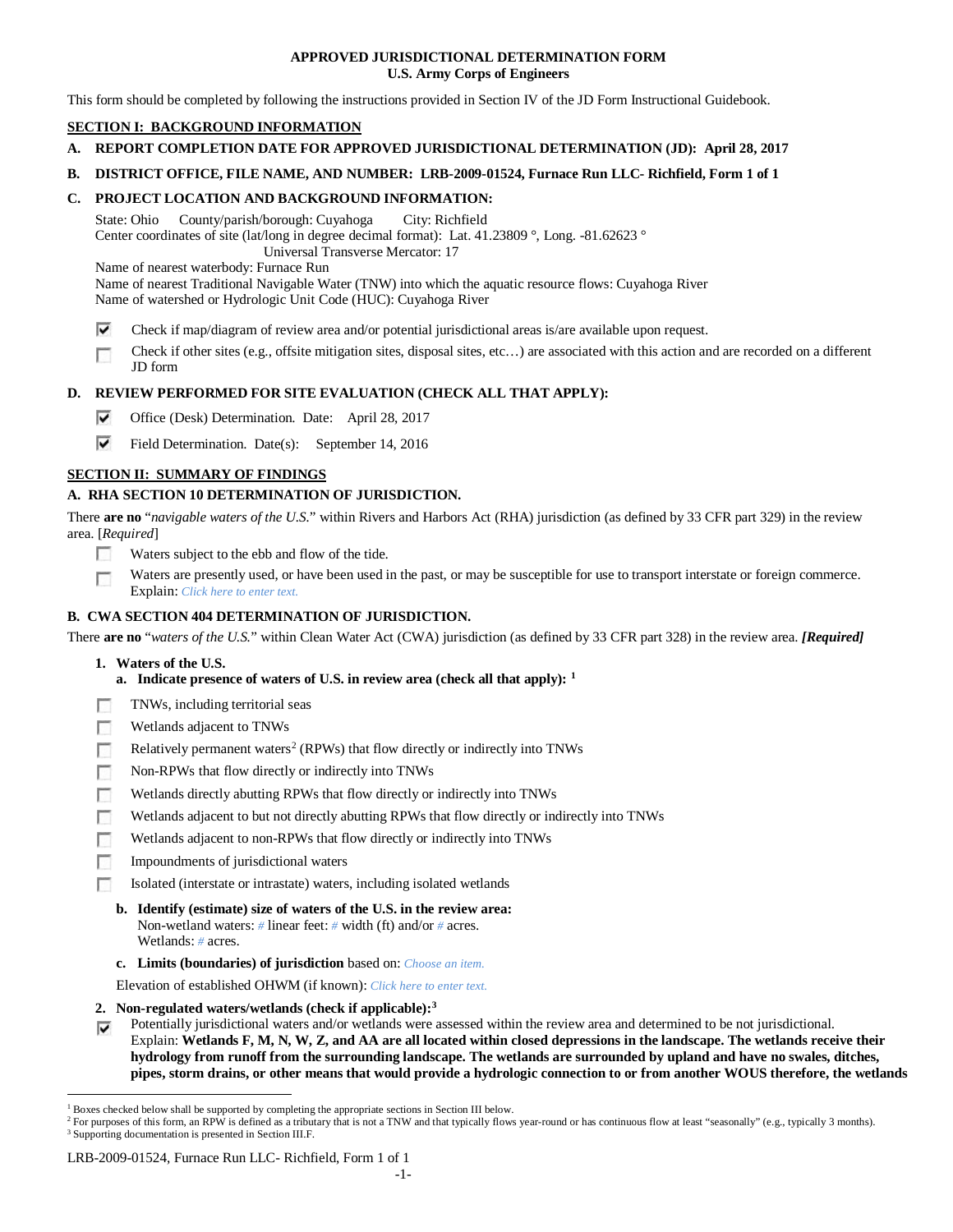**APPROVED JURISDICTIONAL DETERMINATION FORM**
**U.S. Army Corps of Engineers**

This form should be completed by following the instructions provided in Section IV of the JD Form Instructional Guidebook.

## SECTION I: BACKGROUND INFORMATION

**A. REPORT COMPLETION DATE FOR APPROVED JURISDICTIONAL DETERMINATION (JD): April 28, 2017**

**B. DISTRICT OFFICE, FILE NAME, AND NUMBER: LRB-2009-01524, Furnace Run LLC- Richfield, Form 1 of 1**

**C. PROJECT LOCATION AND BACKGROUND INFORMATION:**

State: Ohio County/parish/borough: Cuyahoga City: Richfield
Center coordinates of site (lat/long in degree decimal format): Lat. 41.23809 °, Long. -81.62623 °
Universal Transverse Mercator: 17
Name of nearest waterbody: Furnace Run
Name of nearest Traditional Navigable Water (TNW) into which the aquatic resource flows: Cuyahoga River
Name of watershed or Hydrologic Unit Code (HUC): Cuyahoga River

- [x] Check if map/diagram of review area and/or potential jurisdictional areas is/are available upon request.
- [ ] Check if other sites (e.g., offsite mitigation sites, disposal sites, etc…) are associated with this action and are recorded on a different JD form

**D. REVIEW PERFORMED FOR SITE EVALUATION (CHECK ALL THAT APPLY):**

- [x] Office (Desk) Determination. Date: April 28, 2017
- [x] Field Determination. Date(s): September 14, 2016

## SECTION II: SUMMARY OF FINDINGS

**A. RHA SECTION 10 DETERMINATION OF JURISDICTION.**

There **are no** "*navigable waters of the U.S.*" within Rivers and Harbors Act (RHA) jurisdiction (as defined by 33 CFR part 329) in the review area. [*Required*]

- [ ] Waters subject to the ebb and flow of the tide.
- [ ] Waters are presently used, or have been used in the past, or may be susceptible for use to transport interstate or foreign commerce. Explain: *Click here to enter text.*

**B. CWA SECTION 404 DETERMINATION OF JURISDICTION.**

There **are no** "*waters of the U.S.*" within Clean Water Act (CWA) jurisdiction (as defined by 33 CFR part 328) in the review area. ***[Required]***

**1. Waters of the U.S.**

**a. Indicate presence of waters of U.S. in review area (check all that apply):** [1]

- [ ] TNWs, including territorial seas
- [ ] Wetlands adjacent to TNWs
- [ ] Relatively permanent waters[2] (RPWs) that flow directly or indirectly into TNWs
- [ ] Non-RPWs that flow directly or indirectly into TNWs
- [ ] Wetlands directly abutting RPWs that flow directly or indirectly into TNWs
- [ ] Wetlands adjacent to but not directly abutting RPWs that flow directly or indirectly into TNWs
- [ ] Wetlands adjacent to non-RPWs that flow directly or indirectly into TNWs
- [ ] Impoundments of jurisdictional waters
- [ ] Isolated (interstate or intrastate) waters, including isolated wetlands

**b. Identify (estimate) size of waters of the U.S. in the review area:**
Non-wetland waters: # linear feet: # width (ft) and/or # acres.
Wetlands: # acres.

**c. Limits (boundaries) of jurisdiction** based on: *Choose an item.*

Elevation of established OHWM (if known): *Click here to enter text.*

**2. Non-regulated waters/wetlands (check if applicable):**[3]

- [x] Potentially jurisdictional waters and/or wetlands were assessed within the review area and determined to be not jurisdictional. Explain: **Wetlands F, M, N, W, Z, and AA are all located within closed depressions in the landscape. The wetlands receive their hydrology from runoff from the surrounding landscape. The wetlands are surrounded by upland and have no swales, ditches, pipes, storm drains, or other means that would provide a hydrologic connection to or from another WOUS therefore, the wetlands**

---

[1] Boxes checked below shall be supported by completing the appropriate sections in Section III below.
[2] For purposes of this form, an RPW is defined as a tributary that is not a TNW and that typically flows year-round or has continuous flow at least "seasonally" (e.g., typically 3 months).
[3] Supporting documentation is presented in Section III.F.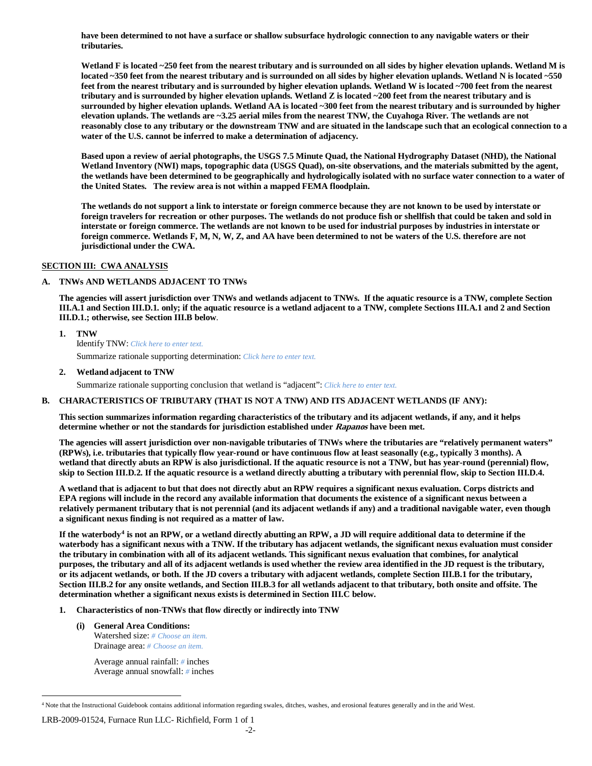**have been determined to not have a surface or shallow subsurface hydrologic connection to any navigable waters or their tributaries.**

**Wetland F is located ~250 feet from the nearest tributary and is surrounded on all sides by higher elevation uplands. Wetland M is located ~350 feet from the nearest tributary and is surrounded on all sides by higher elevation uplands. Wetland N is located ~550 feet from the nearest tributary and is surrounded by higher elevation uplands. Wetland W is located ~700 feet from the nearest tributary and is surrounded by higher elevation uplands. Wetland Z is located ~200 feet from the nearest tributary and is surrounded by higher elevation uplands. Wetland AA is located ~300 feet from the nearest tributary and is surrounded by higher elevation uplands. The wetlands are ~3.25 aerial miles from the nearest TNW, the Cuyahoga River. The wetlands are not reasonably close to any tributary or the downstream TNW and are situated in the landscape such that an ecological connection to a water of the U.S. cannot be inferred to make a determination of adjacency.**

**Based upon a review of aerial photographs, the USGS 7.5 Minute Quad, the National Hydrography Dataset (NHD), the National Wetland Inventory (NWI) maps, topographic data (USGS Quad), on-site observations, and the materials submitted by the agent, the wetlands have been determined to be geographically and hydrologically isolated with no surface water connection to a water of the United States. The review area is not within a mapped FEMA floodplain.**

**The wetlands do not support a link to interstate or foreign commerce because they are not known to be used by interstate or foreign travelers for recreation or other purposes. The wetlands do not produce fish or shellfish that could be taken and sold in interstate or foreign commerce. The wetlands are not known to be used for industrial purposes by industries in interstate or foreign commerce. Wetlands F, M, N, W, Z, and AA have been determined to not be waters of the U.S. therefore are not jurisdictional under the CWA.**

## SECTION III: CWA ANALYSIS

### A. TNWs AND WETLANDS ADJACENT TO TNWs

**The agencies will assert jurisdiction over TNWs and wetlands adjacent to TNWs. If the aquatic resource is a TNW, complete Section III.A.1 and Section III.D.1. only; if the aquatic resource is a wetland adjacent to a TNW, complete Sections III.A.1 and 2 and Section III.D.1.; otherwise, see Section III.B below**.

**1. TNW**

Identify TNW: *Click here to enter text.*

Summarize rationale supporting determination: *Click here to enter text.*

**2. Wetland adjacent to TNW**

Summarize rationale supporting conclusion that wetland is "adjacent": *Click here to enter text.*

### B. CHARACTERISTICS OF TRIBUTARY (THAT IS NOT A TNW) AND ITS ADJACENT WETLANDS (IF ANY):

**This section summarizes information regarding characteristics of the tributary and its adjacent wetlands, if any, and it helps determine whether or not the standards for jurisdiction established under *Rapanos* have been met.**

**The agencies will assert jurisdiction over non-navigable tributaries of TNWs where the tributaries are "relatively permanent waters" (RPWs), i.e. tributaries that typically flow year-round or have continuous flow at least seasonally (e.g., typically 3 months). A wetland that directly abuts an RPW is also jurisdictional. If the aquatic resource is not a TNW, but has year-round (perennial) flow, skip to Section III.D.2. If the aquatic resource is a wetland directly abutting a tributary with perennial flow, skip to Section III.D.4.**

**A wetland that is adjacent to but that does not directly abut an RPW requires a significant nexus evaluation. Corps districts and EPA regions will include in the record any available information that documents the existence of a significant nexus between a relatively permanent tributary that is not perennial (and its adjacent wetlands if any) and a traditional navigable water, even though a significant nexus finding is not required as a matter of law.**

**If the waterbody[4] is not an RPW, or a wetland directly abutting an RPW, a JD will require additional data to determine if the waterbody has a significant nexus with a TNW. If the tributary has adjacent wetlands, the significant nexus evaluation must consider the tributary in combination with all of its adjacent wetlands. This significant nexus evaluation that combines, for analytical purposes, the tributary and all of its adjacent wetlands is used whether the review area identified in the JD request is the tributary, or its adjacent wetlands, or both. If the JD covers a tributary with adjacent wetlands, complete Section III.B.1 for the tributary, Section III.B.2 for any onsite wetlands, and Section III.B.3 for all wetlands adjacent to that tributary, both onsite and offsite. The determination whether a significant nexus exists is determined in Section III.C below.**

**1. Characteristics of non-TNWs that flow directly or indirectly into TNW**

**(i) General Area Conditions:**

Watershed size: *# Choose an item.*
Drainage area: *# Choose an item.*

Average annual rainfall: # inches
Average annual snowfall: # inches

---

[4] Note that the Instructional Guidebook contains additional information regarding swales, ditches, washes, and erosional features generally and in the arid West.

LRB-2009-01524, Furnace Run LLC- Richfield, Form 1 of 1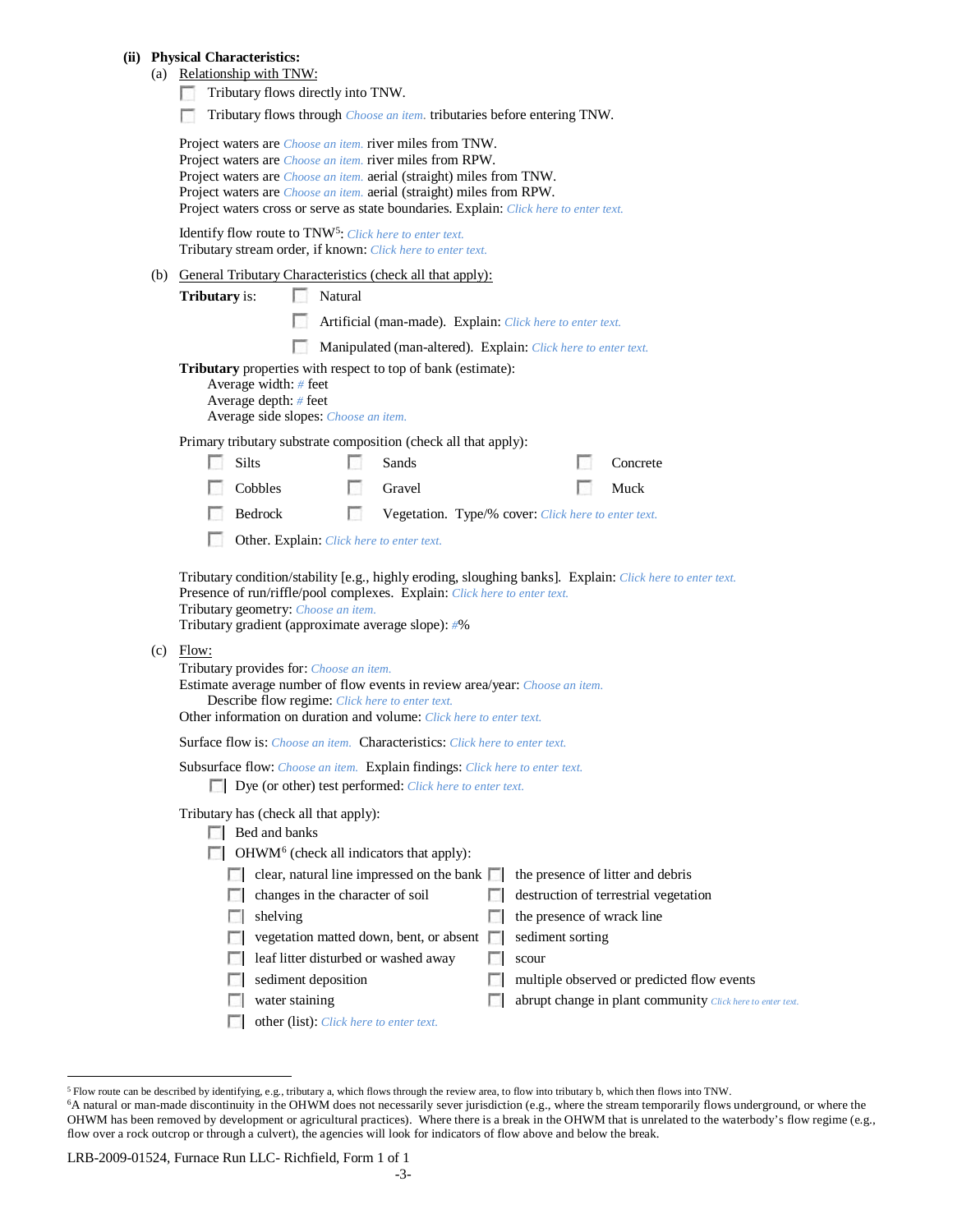**(ii) Physical Characteristics:**

(a) Relationship with TNW:

☐ Tributary flows directly into TNW.

☐ Tributary flows through *Choose an item.* tributaries before entering TNW.

Project waters are *Choose an item.* river miles from TNW.
Project waters are *Choose an item.* river miles from RPW.
Project waters are *Choose an item.* aerial (straight) miles from TNW.
Project waters are *Choose an item.* aerial (straight) miles from RPW.
Project waters cross or serve as state boundaries. Explain: *Click here to enter text.*

Identify flow route to TNW[5]: *Click here to enter text.*
Tributary stream order, if known: *Click here to enter text.*

(b) General Tributary Characteristics (check all that apply):

**Tributary** is:
- ☐ Natural
- ☐ Artificial (man-made). Explain: *Click here to enter text.*
- ☐ Manipulated (man-altered). Explain: *Click here to enter text.*

**Tributary** properties with respect to top of bank (estimate):
Average width: *#* feet
Average depth: *#* feet
Average side slopes: *Choose an item.*

Primary tributary substrate composition (check all that apply):

- ☐ Silts
- ☐ Sands
- ☐ Concrete
- ☐ Cobbles
- ☐ Gravel
- ☐ Muck
- ☐ Bedrock
- ☐ Vegetation. Type/% cover: *Click here to enter text.*
- ☐ Other. Explain: *Click here to enter text.*

Tributary condition/stability [e.g., highly eroding, sloughing banks]. Explain: *Click here to enter text.*
Presence of run/riffle/pool complexes. Explain: *Click here to enter text.*
Tributary geometry: *Choose an item.*
Tributary gradient (approximate average slope): *#*%

(c) Flow:

Tributary provides for: *Choose an item.*
Estimate average number of flow events in review area/year: *Choose an item.*
Describe flow regime: *Click here to enter text.*
Other information on duration and volume: *Click here to enter text.*

Surface flow is: *Choose an item.* Characteristics: *Click here to enter text.*

Subsurface flow: *Choose an item.* Explain findings: *Click here to enter text.*
☐ Dye (or other) test performed: *Click here to enter text.*

Tributary has (check all that apply):
- ☐ Bed and banks
- ☐ OHWM[6] (check all indicators that apply):
  - ☐ clear, natural line impressed on the bank
  - ☐ the presence of litter and debris
  - ☐ changes in the character of soil
  - ☐ destruction of terrestrial vegetation
  - ☐ shelving
  - ☐ the presence of wrack line
  - ☐ vegetation matted down, bent, or absent
  - ☐ sediment sorting
  - ☐ leaf litter disturbed or washed away
  - ☐ scour
  - ☐ sediment deposition
  - ☐ multiple observed or predicted flow events
  - ☐ water staining
  - ☐ abrupt change in plant community *Click here to enter text.*
  - ☐ other (list): *Click here to enter text.*

---

[5] Flow route can be described by identifying, e.g., tributary a, which flows through the review area, to flow into tributary b, which then flows into TNW.

[6] A natural or man-made discontinuity in the OHWM does not necessarily sever jurisdiction (e.g., where the stream temporarily flows underground, or where the OHWM has been removed by development or agricultural practices). Where there is a break in the OHWM that is unrelated to the waterbody's flow regime (e.g., flow over a rock outcrop or through a culvert), the agencies will look for indicators of flow above and below the break.

LRB-2009-01524, Furnace Run LLC- Richfield, Form 1 of 1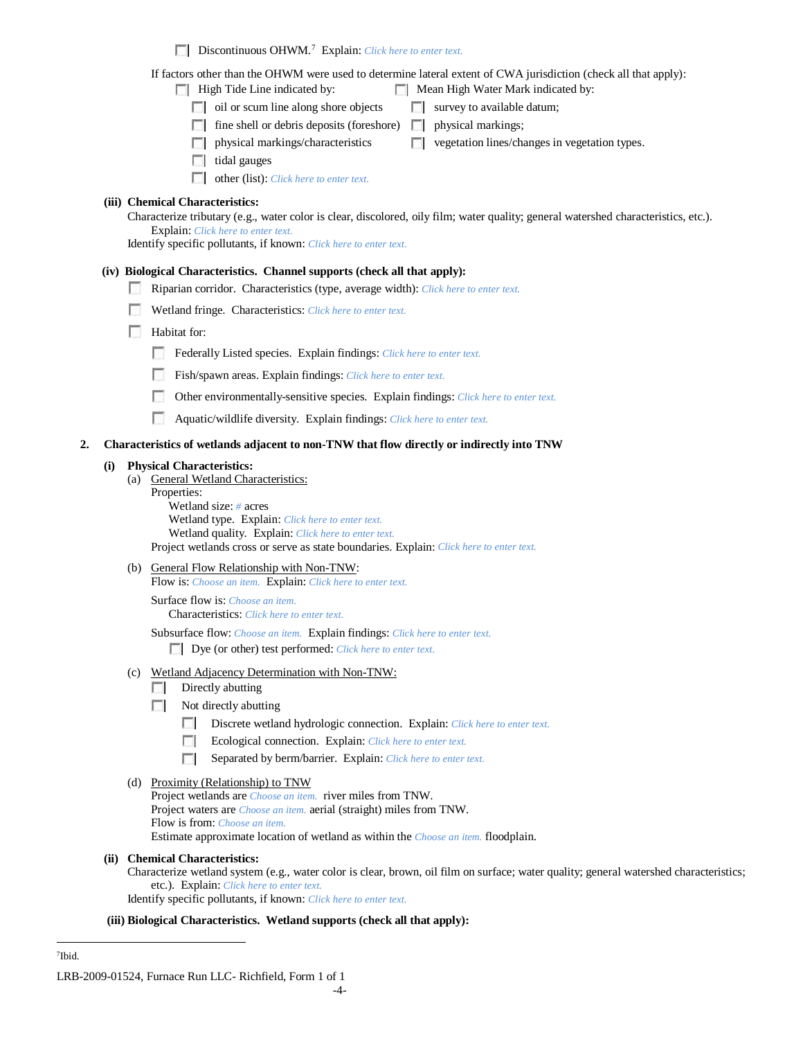- ☐ Discontinuous OHWM.[7] Explain: *Click here to enter text.*

If factors other than the OHWM were used to determine lateral extent of CWA jurisdiction (check all that apply):

- ☐ High Tide Line indicated by:
  - ☐ oil or scum line along shore objects
  - ☐ fine shell or debris deposits (foreshore)
  - ☐ physical markings/characteristics
  - ☐ tidal gauges
  - ☐ other (list): *Click here to enter text.*
- ☐ Mean High Water Mark indicated by:
  - ☐ survey to available datum;
  - ☐ physical markings;
  - ☐ vegetation lines/changes in vegetation types.

**(iii) Chemical Characteristics:**

Characterize tributary (e.g., water color is clear, discolored, oily film; water quality; general watershed characteristics, etc.). Explain: *Click here to enter text.*

Identify specific pollutants, if known: *Click here to enter text.*

**(iv) Biological Characteristics. Channel supports (check all that apply):**

- ☐ Riparian corridor. Characteristics (type, average width): *Click here to enter text.*
- ☐ Wetland fringe. Characteristics: *Click here to enter text.*
- ☐ Habitat for:
  - ☐ Federally Listed species. Explain findings: *Click here to enter text.*
  - ☐ Fish/spawn areas. Explain findings: *Click here to enter text.*
  - ☐ Other environmentally-sensitive species. Explain findings: *Click here to enter text.*
  - ☐ Aquatic/wildlife diversity. Explain findings: *Click here to enter text.*

## 2. Characteristics of wetlands adjacent to non-TNW that flow directly or indirectly into TNW

**(i) Physical Characteristics:**

(a) General Wetland Characteristics:

Properties:

Wetland size: *#* acres

Wetland type. Explain: *Click here to enter text.*

Wetland quality. Explain: *Click here to enter text.*

Project wetlands cross or serve as state boundaries. Explain: *Click here to enter text.*

(b) General Flow Relationship with Non-TNW:

Flow is: *Choose an item.* Explain: *Click here to enter text.*

Surface flow is: *Choose an item.*

Characteristics: *Click here to enter text.*

Subsurface flow: *Choose an item.* Explain findings: *Click here to enter text.*

- ☐ Dye (or other) test performed: *Click here to enter text.*

(c) Wetland Adjacency Determination with Non-TNW:

- ☐ Directly abutting
- ☐ Not directly abutting
  - ☐ Discrete wetland hydrologic connection. Explain: *Click here to enter text.*
  - ☐ Ecological connection. Explain: *Click here to enter text.*
  - ☐ Separated by berm/barrier. Explain: *Click here to enter text.*

(d) Proximity (Relationship) to TNW

Project wetlands are *Choose an item.* river miles from TNW.

Project waters are *Choose an item.* aerial (straight) miles from TNW.

Flow is from: *Choose an item.*

Estimate approximate location of wetland as within the *Choose an item.* floodplain.

**(ii) Chemical Characteristics:**

Characterize wetland system (e.g., water color is clear, brown, oil film on surface; water quality; general watershed characteristics; etc.). Explain: *Click here to enter text.*

Identify specific pollutants, if known: *Click here to enter text.*

**(iii) Biological Characteristics. Wetland supports (check all that apply):**

---

[7] Ibid.

LRB-2009-01524, Furnace Run LLC- Richfield, Form 1 of 1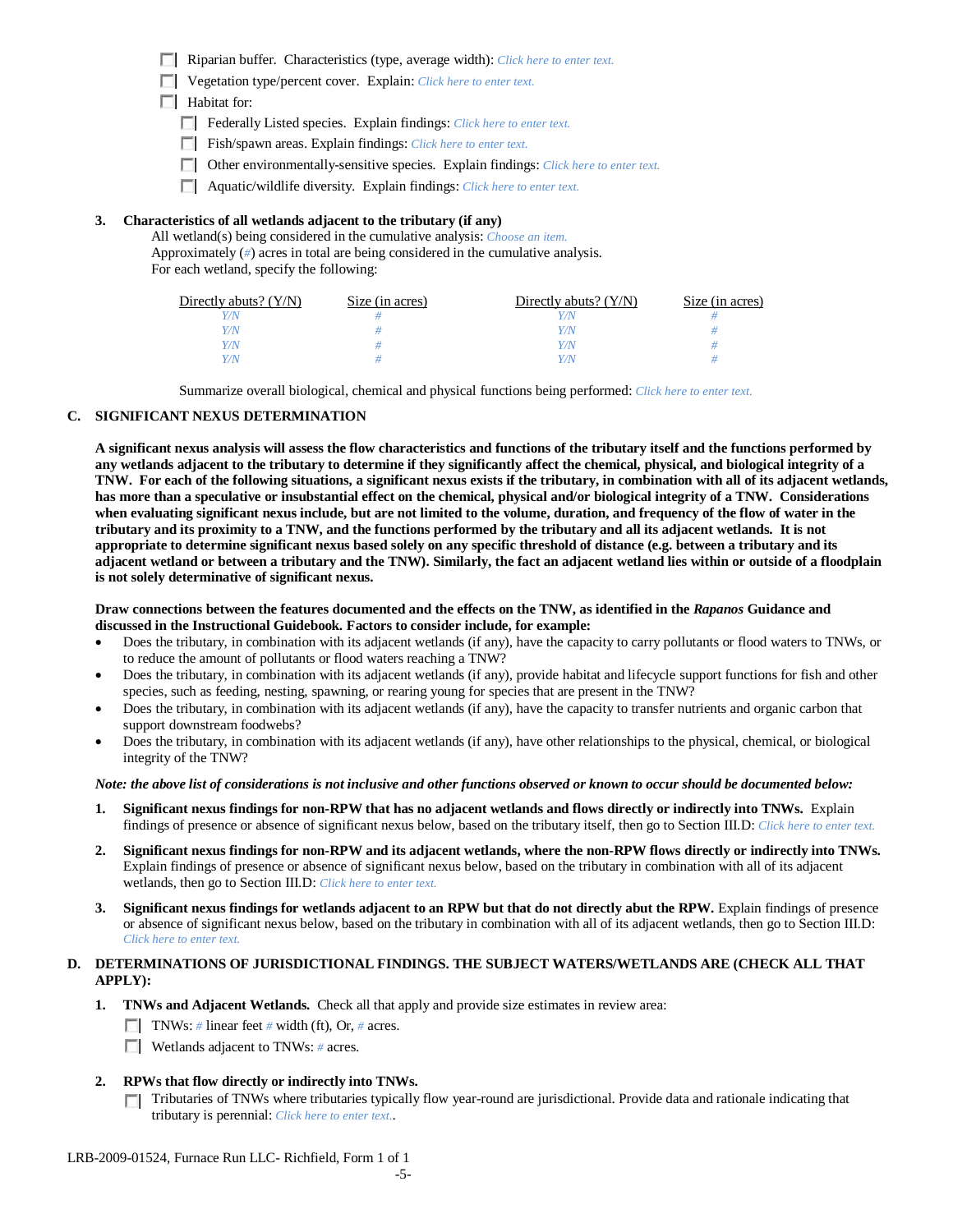☐ Riparian buffer. Characteristics (type, average width): *Click here to enter text.*

☐ Vegetation type/percent cover. Explain: *Click here to enter text.*

☐ Habitat for:

☐ Federally Listed species. Explain findings: *Click here to enter text.*

☐ Fish/spawn areas. Explain findings: *Click here to enter text.*

☐ Other environmentally-sensitive species. Explain findings: *Click here to enter text.*

☐ Aquatic/wildlife diversity. Explain findings: *Click here to enter text.*

**3. Characteristics of all wetlands adjacent to the tributary (if any)**

All wetland(s) being considered in the cumulative analysis: *Choose an item.*

Approximately (*#*) acres in total are being considered in the cumulative analysis.

For each wetland, specify the following:

| Directly abuts? (Y/N) | Size (in acres) | Directly abuts? (Y/N) | Size (in acres) |
|---|---|---|---|
| *Y/N* | *#* | *Y/N* | *#* |
| *Y/N* | *#* | *Y/N* | *#* |
| *Y/N* | *#* | *Y/N* | *#* |
| *Y/N* | *#* | *Y/N* | *#* |

Summarize overall biological, chemical and physical functions being performed: *Click here to enter text.*

## C. SIGNIFICANT NEXUS DETERMINATION

**A significant nexus analysis will assess the flow characteristics and functions of the tributary itself and the functions performed by any wetlands adjacent to the tributary to determine if they significantly affect the chemical, physical, and biological integrity of a TNW. For each of the following situations, a significant nexus exists if the tributary, in combination with all of its adjacent wetlands, has more than a speculative or insubstantial effect on the chemical, physical and/or biological integrity of a TNW. Considerations when evaluating significant nexus include, but are not limited to the volume, duration, and frequency of the flow of water in the tributary and its proximity to a TNW, and the functions performed by the tributary and all its adjacent wetlands. It is not appropriate to determine significant nexus based solely on any specific threshold of distance (e.g. between a tributary and its adjacent wetland or between a tributary and the TNW). Similarly, the fact an adjacent wetland lies within or outside of a floodplain is not solely determinative of significant nexus.**

**Draw connections between the features documented and the effects on the TNW, as identified in the *Rapanos* Guidance and discussed in the Instructional Guidebook. Factors to consider include, for example:**

- Does the tributary, in combination with its adjacent wetlands (if any), have the capacity to carry pollutants or flood waters to TNWs, or to reduce the amount of pollutants or flood waters reaching a TNW?
- Does the tributary, in combination with its adjacent wetlands (if any), provide habitat and lifecycle support functions for fish and other species, such as feeding, nesting, spawning, or rearing young for species that are present in the TNW?
- Does the tributary, in combination with its adjacent wetlands (if any), have the capacity to transfer nutrients and organic carbon that support downstream foodwebs?
- Does the tributary, in combination with its adjacent wetlands (if any), have other relationships to the physical, chemical, or biological integrity of the TNW?

***Note: the above list of considerations is not inclusive and other functions observed or known to occur should be documented below:***

1. **Significant nexus findings for non-RPW that has no adjacent wetlands and flows directly or indirectly into TNWs.** Explain findings of presence or absence of significant nexus below, based on the tributary itself, then go to Section III.D: *Click here to enter text.*

2. **Significant nexus findings for non-RPW and its adjacent wetlands, where the non-RPW flows directly or indirectly into TNWs.** Explain findings of presence or absence of significant nexus below, based on the tributary in combination with all of its adjacent wetlands, then go to Section III.D: *Click here to enter text.*

3. **Significant nexus findings for wetlands adjacent to an RPW but that do not directly abut the RPW.** Explain findings of presence or absence of significant nexus below, based on the tributary in combination with all of its adjacent wetlands, then go to Section III.D: *Click here to enter text.*

## D. DETERMINATIONS OF JURISDICTIONAL FINDINGS. THE SUBJECT WATERS/WETLANDS ARE (CHECK ALL THAT APPLY):

**1. TNWs and Adjacent Wetlands.** Check all that apply and provide size estimates in review area:

☐ TNWs: *#* linear feet *#* width (ft), Or, *#* acres.

☐ Wetlands adjacent to TNWs: *#* acres.

**2. RPWs that flow directly or indirectly into TNWs.**

☐ Tributaries of TNWs where tributaries typically flow year-round are jurisdictional. Provide data and rationale indicating that tributary is perennial: *Click here to enter text.*.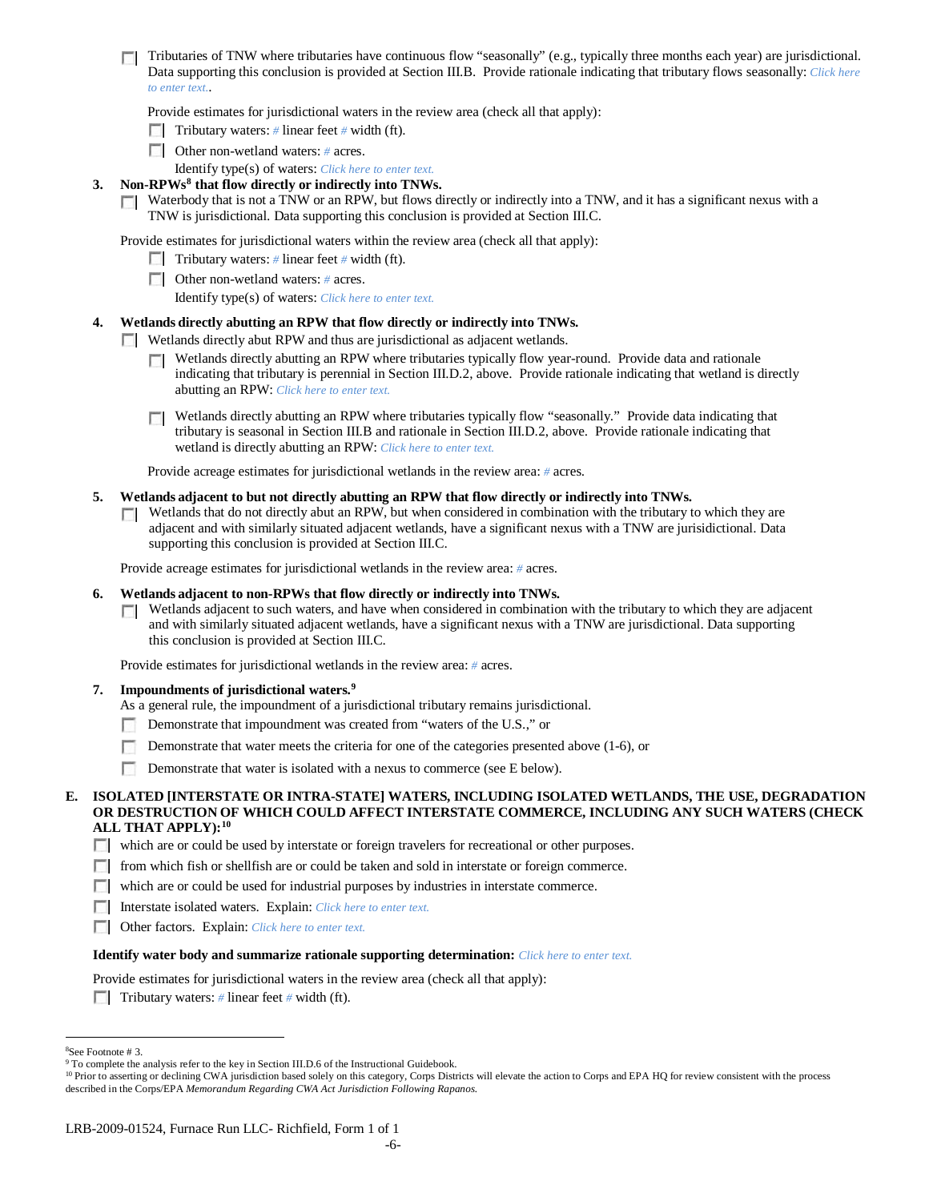☐ Tributaries of TNW where tributaries have continuous flow "seasonally" (e.g., typically three months each year) are jurisdictional. Data supporting this conclusion is provided at Section III.B. Provide rationale indicating that tributary flows seasonally: *Click here to enter text.*.

Provide estimates for jurisdictional waters in the review area (check all that apply):

☐ Tributary waters: # linear feet # width (ft).

☐ Other non-wetland waters: # acres.

Identify type(s) of waters: *Click here to enter text.*

**3. Non-RPWs[8] that flow directly or indirectly into TNWs.**

☐ Waterbody that is not a TNW or an RPW, but flows directly or indirectly into a TNW, and it has a significant nexus with a TNW is jurisdictional. Data supporting this conclusion is provided at Section III.C.

Provide estimates for jurisdictional waters within the review area (check all that apply):

☐ Tributary waters: # linear feet # width (ft).

☐ Other non-wetland waters: # acres.

Identify type(s) of waters: *Click here to enter text.*

**4. Wetlands directly abutting an RPW that flow directly or indirectly into TNWs.**

☐ Wetlands directly abut RPW and thus are jurisdictional as adjacent wetlands.

☐ Wetlands directly abutting an RPW where tributaries typically flow year-round. Provide data and rationale indicating that tributary is perennial in Section III.D.2, above. Provide rationale indicating that wetland is directly abutting an RPW: *Click here to enter text.*

☐ Wetlands directly abutting an RPW where tributaries typically flow "seasonally." Provide data indicating that tributary is seasonal in Section III.B and rationale in Section III.D.2, above. Provide rationale indicating that wetland is directly abutting an RPW: *Click here to enter text.*

Provide acreage estimates for jurisdictional wetlands in the review area: # acres.

**5. Wetlands adjacent to but not directly abutting an RPW that flow directly or indirectly into TNWs.**

☐ Wetlands that do not directly abut an RPW, but when considered in combination with the tributary to which they are adjacent and with similarly situated adjacent wetlands, have a significant nexus with a TNW are jurisidictional. Data supporting this conclusion is provided at Section III.C.

Provide acreage estimates for jurisdictional wetlands in the review area: # acres.

**6. Wetlands adjacent to non-RPWs that flow directly or indirectly into TNWs.**

☐ Wetlands adjacent to such waters, and have when considered in combination with the tributary to which they are adjacent and with similarly situated adjacent wetlands, have a significant nexus with a TNW are jurisdictional. Data supporting this conclusion is provided at Section III.C.

Provide estimates for jurisdictional wetlands in the review area: # acres.

**7. Impoundments of jurisdictional waters.[9]**

As a general rule, the impoundment of a jurisdictional tributary remains jurisdictional.

☐ Demonstrate that impoundment was created from "waters of the U.S.," or

☐ Demonstrate that water meets the criteria for one of the categories presented above (1-6), or

☐ Demonstrate that water is isolated with a nexus to commerce (see E below).

**E. ISOLATED [INTERSTATE OR INTRA-STATE] WATERS, INCLUDING ISOLATED WETLANDS, THE USE, DEGRADATION OR DESTRUCTION OF WHICH COULD AFFECT INTERSTATE COMMERCE, INCLUDING ANY SUCH WATERS (CHECK ALL THAT APPLY):[10]**

☐ which are or could be used by interstate or foreign travelers for recreational or other purposes.

☐ from which fish or shellfish are or could be taken and sold in interstate or foreign commerce.

☐ which are or could be used for industrial purposes by industries in interstate commerce.

☐ Interstate isolated waters. Explain: *Click here to enter text.*

☐ Other factors. Explain: *Click here to enter text.*

**Identify water body and summarize rationale supporting determination:** *Click here to enter text.*

Provide estimates for jurisdictional waters in the review area (check all that apply):

☐ Tributary waters: # linear feet # width (ft).

---

[8]See Footnote # 3.

[9] To complete the analysis refer to the key in Section III.D.6 of the Instructional Guidebook.

[10] Prior to asserting or declining CWA jurisdiction based solely on this category, Corps Districts will elevate the action to Corps and EPA HQ for review consistent with the process described in the Corps/EPA *Memorandum Regarding CWA Act Jurisdiction Following Rapanos.*

LRB-2009-01524, Furnace Run LLC- Richfield, Form 1 of 1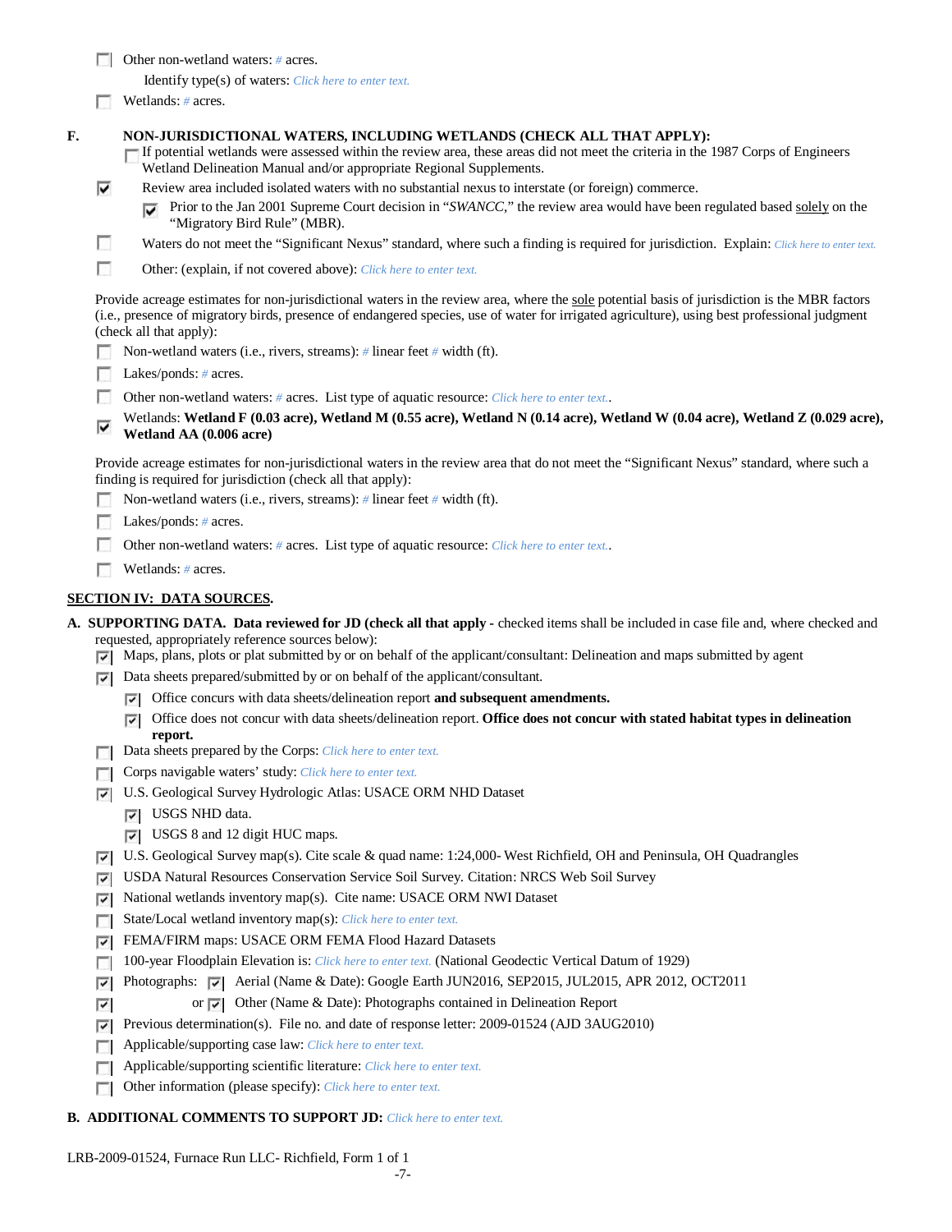- [ ] Other non-wetland waters: # acres.

  Identify type(s) of waters: Click here to enter text.
- [ ] Wetlands: # acres.

**F. NON-JURISDICTIONAL WATERS, INCLUDING WETLANDS (CHECK ALL THAT APPLY):**

- [ ] If potential wetlands were assessed within the review area, these areas did not meet the criteria in the 1987 Corps of Engineers Wetland Delineation Manual and/or appropriate Regional Supplements.
- [x] Review area included isolated waters with no substantial nexus to interstate (or foreign) commerce.
  - [x] Prior to the Jan 2001 Supreme Court decision in "*SWANCC*," the review area would have been regulated based solely on the "Migratory Bird Rule" (MBR).
- [ ] Waters do not meet the "Significant Nexus" standard, where such a finding is required for jurisdiction. Explain: Click here to enter text.
- [ ] Other: (explain, if not covered above): Click here to enter text.

Provide acreage estimates for non-jurisdictional waters in the review area, where the sole potential basis of jurisdiction is the MBR factors (i.e., presence of migratory birds, presence of endangered species, use of water for irrigated agriculture), using best professional judgment (check all that apply):

- [ ] Non-wetland waters (i.e., rivers, streams): # linear feet # width (ft).
- [ ] Lakes/ponds: # acres.
- [ ] Other non-wetland waters: # acres. List type of aquatic resource: Click here to enter text..
- [x] Wetlands: **Wetland F (0.03 acre), Wetland M (0.55 acre), Wetland N (0.14 acre), Wetland W (0.04 acre), Wetland Z (0.029 acre), Wetland AA (0.006 acre)**

Provide acreage estimates for non-jurisdictional waters in the review area that do not meet the "Significant Nexus" standard, where such a finding is required for jurisdiction (check all that apply):

- [ ] Non-wetland waters (i.e., rivers, streams): # linear feet # width (ft).
- [ ] Lakes/ponds: # acres.
- [ ] Other non-wetland waters: # acres. List type of aquatic resource: Click here to enter text..
- [ ] Wetlands: # acres.

## SECTION IV: DATA SOURCES.

**A. SUPPORTING DATA. Data reviewed for JD (check all that apply -** checked items shall be included in case file and, where checked and requested, appropriately reference sources below):

- [x] Maps, plans, plots or plat submitted by or on behalf of the applicant/consultant: Delineation and maps submitted by agent
- [x] Data sheets prepared/submitted by or on behalf of the applicant/consultant.
  - [x] Office concurs with data sheets/delineation report **and subsequent amendments.**
  - [x] Office does not concur with data sheets/delineation report. **Office does not concur with stated habitat types in delineation report.**
- [ ] Data sheets prepared by the Corps: Click here to enter text.
- [ ] Corps navigable waters' study: Click here to enter text.
- [x] U.S. Geological Survey Hydrologic Atlas: USACE ORM NHD Dataset
  - [x] USGS NHD data.
  - [x] USGS 8 and 12 digit HUC maps.
- [x] U.S. Geological Survey map(s). Cite scale & quad name: 1:24,000- West Richfield, OH and Peninsula, OH Quadrangles
- [x] USDA Natural Resources Conservation Service Soil Survey. Citation: NRCS Web Soil Survey
- [x] National wetlands inventory map(s). Cite name: USACE ORM NWI Dataset
- [ ] State/Local wetland inventory map(s): Click here to enter text.
- [x] FEMA/FIRM maps: USACE ORM FEMA Flood Hazard Datasets
- [ ] 100-year Floodplain Elevation is: Click here to enter text. (National Geodectic Vertical Datum of 1929)
- [x] Photographs: [x] Aerial (Name & Date): Google Earth JUN2016, SEP2015, JUL2015, APR 2012, OCT2011
- [x] or [x] Other (Name & Date): Photographs contained in Delineation Report
- [x] Previous determination(s). File no. and date of response letter: 2009-01524 (AJD 3AUG2010)
- [ ] Applicable/supporting case law: Click here to enter text.
- [ ] Applicable/supporting scientific literature: Click here to enter text.
- [ ] Other information (please specify): Click here to enter text.

**B. ADDITIONAL COMMENTS TO SUPPORT JD:** Click here to enter text.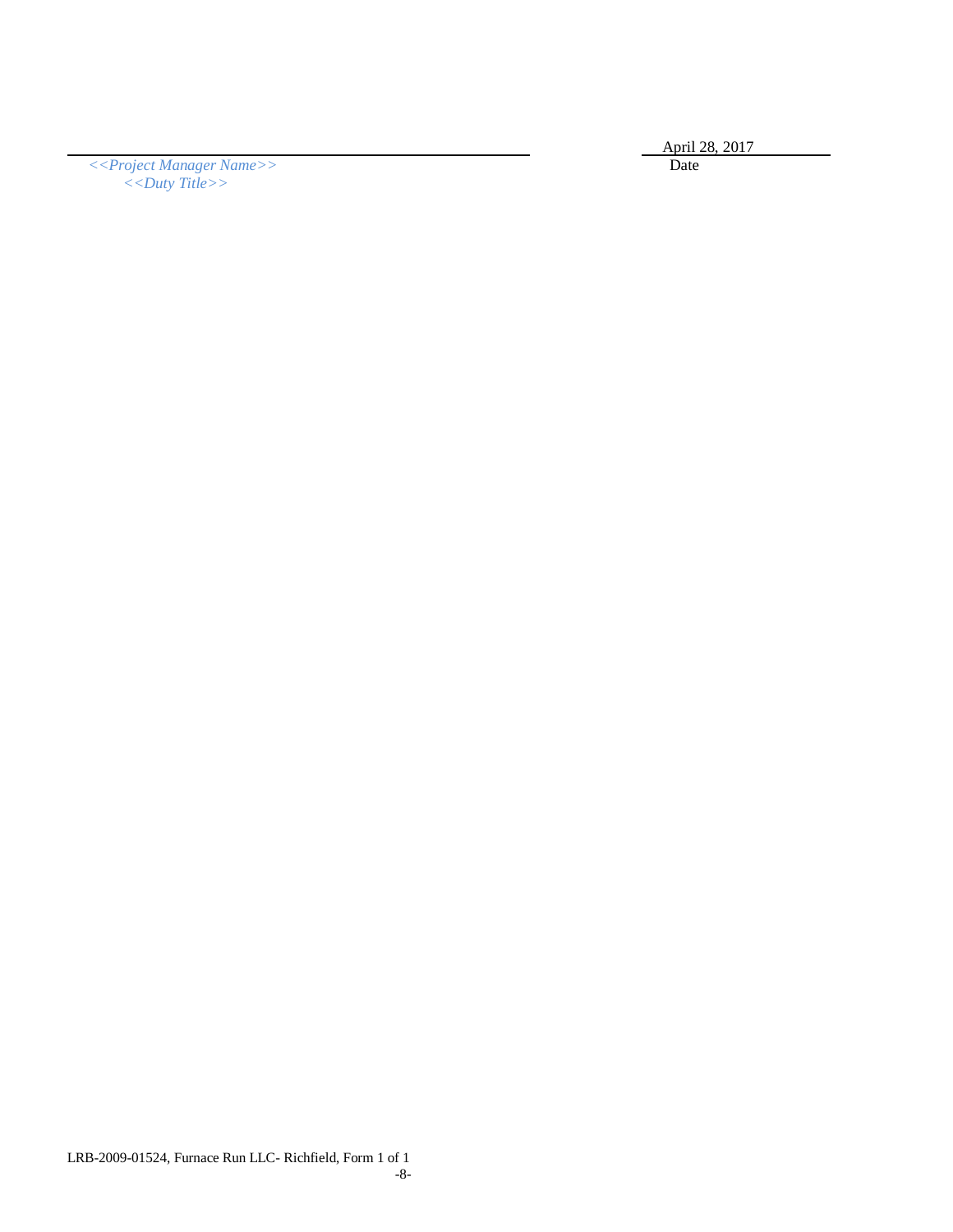\_\_\_\_\_\_\_\_\_\_\_\_\_\_\_\_\_\_\_\_\_\_\_\_\_\_\_\_\_\_\_\_\_\_\_\_\_\_\_\_\_\_\_\_\_\_\_\_\_\_\_\_\_\_\_\_\_\_\_\_\_\_\_\_\_\_\_\_\_\_\_\_\_\_

*<<Project Manager Name>>*

*<<Duty Title>>*

April 28, 2017

Date